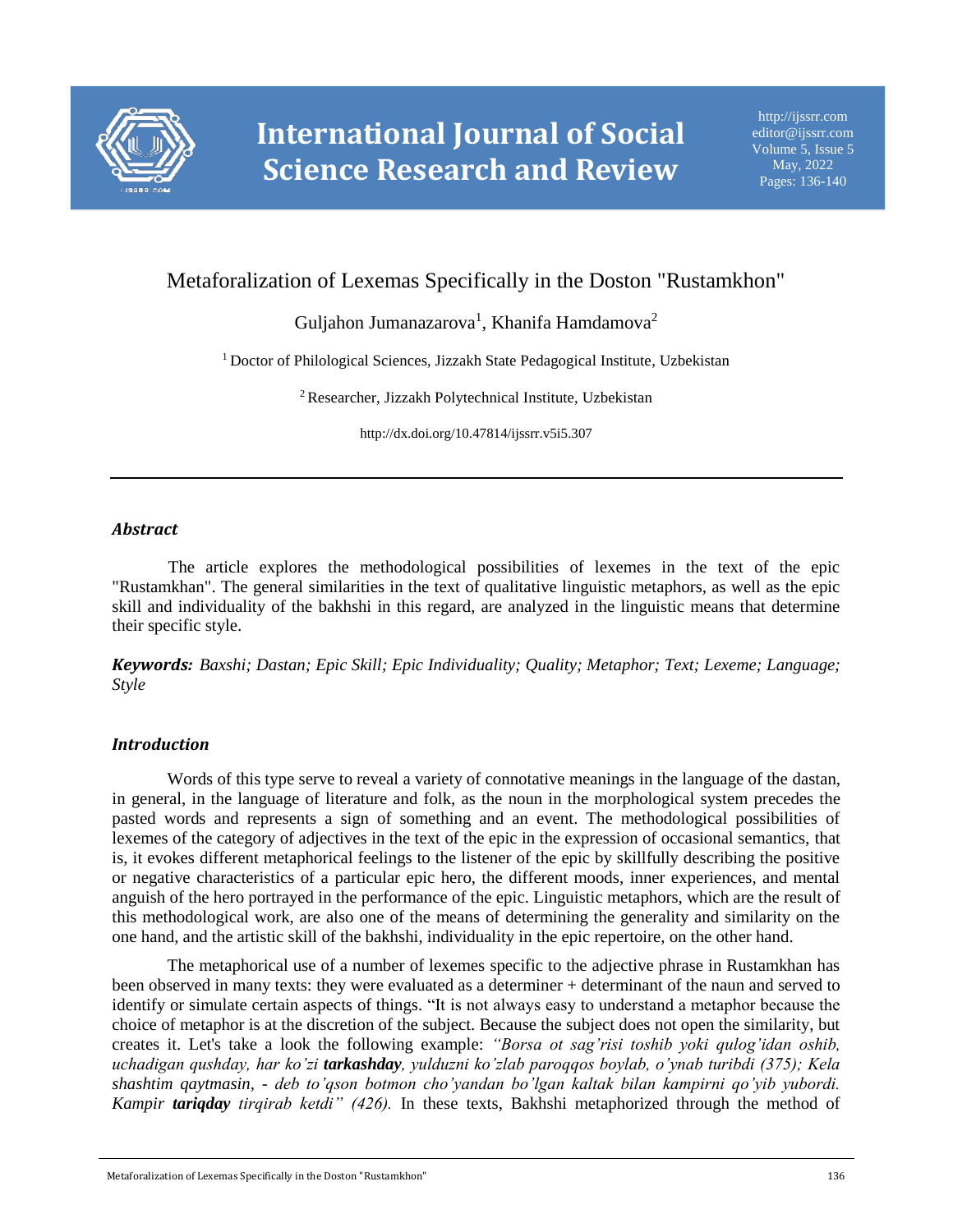# Metaforalization of Lexemas Specifically in the Doston "Rustamkhon"

Guljahon Jumanazarova[1], Khanifa Hamdamova[2]

[1] Doctor of Philological Sciences, Jizzakh State Pedagogical Institute, Uzbekistan

[2] Researcher, Jizzakh Polytechnical Institute, Uzbekistan

http://dx.doi.org/10.47814/ijssrr.v5i5.307

---

## *Abstract*

The article explores the methodological possibilities of lexemes in the text of the epic "Rustamkhan". The general similarities in the text of qualitative linguistic metaphors, as well as the epic skill and individuality of the bakhshi in this regard, are analyzed in the linguistic means that determine their specific style.

***Keywords:*** *Baxshi; Dastan; Epic Skill; Epic Individuality; Quality; Metaphor; Text; Lexeme; Language; Style*

## *Introduction*

Words of this type serve to reveal a variety of connotative meanings in the language of the dastan, in general, in the language of literature and folk, as the noun in the morphological system precedes the pasted words and represents a sign of something and an event. The methodological possibilities of lexemes of the category of adjectives in the text of the epic in the expression of occasional semantics, that is, it evokes different metaphorical feelings to the listener of the epic by skillfully describing the positive or negative characteristics of a particular epic hero, the different moods, inner experiences, and mental anguish of the hero portrayed in the performance of the epic. Linguistic metaphors, which are the result of this methodological work, are also one of the means of determining the generality and similarity on the one hand, and the artistic skill of the bakhshi, individuality in the epic repertoire, on the other hand.

The metaphorical use of a number of lexemes specific to the adjective phrase in Rustamkhan has been observed in many texts: they were evaluated as a determiner + determinant of the naun and served to identify or simulate certain aspects of things. "It is not always easy to understand a metaphor because the choice of metaphor is at the discretion of the subject. Because the subject does not open the similarity, but creates it. Let's take a look the following example: *"Borsa ot sag'risi toshib yoki qulog'idan oshib, uchadigan qushday, har ko'zi **tarkashday**, yulduzni ko'zlab paroqqos boylab, o'ynab turibdi (375); Kela shashtim qaytmasin, - deb to'qson botmon cho'yandan bo'lgan kaltak bilan kampirni qo'yib yubordi. Kampir **tariqday** tirqirab ketdi" (426).* In these texts, Bakhshi metaphorized through the method of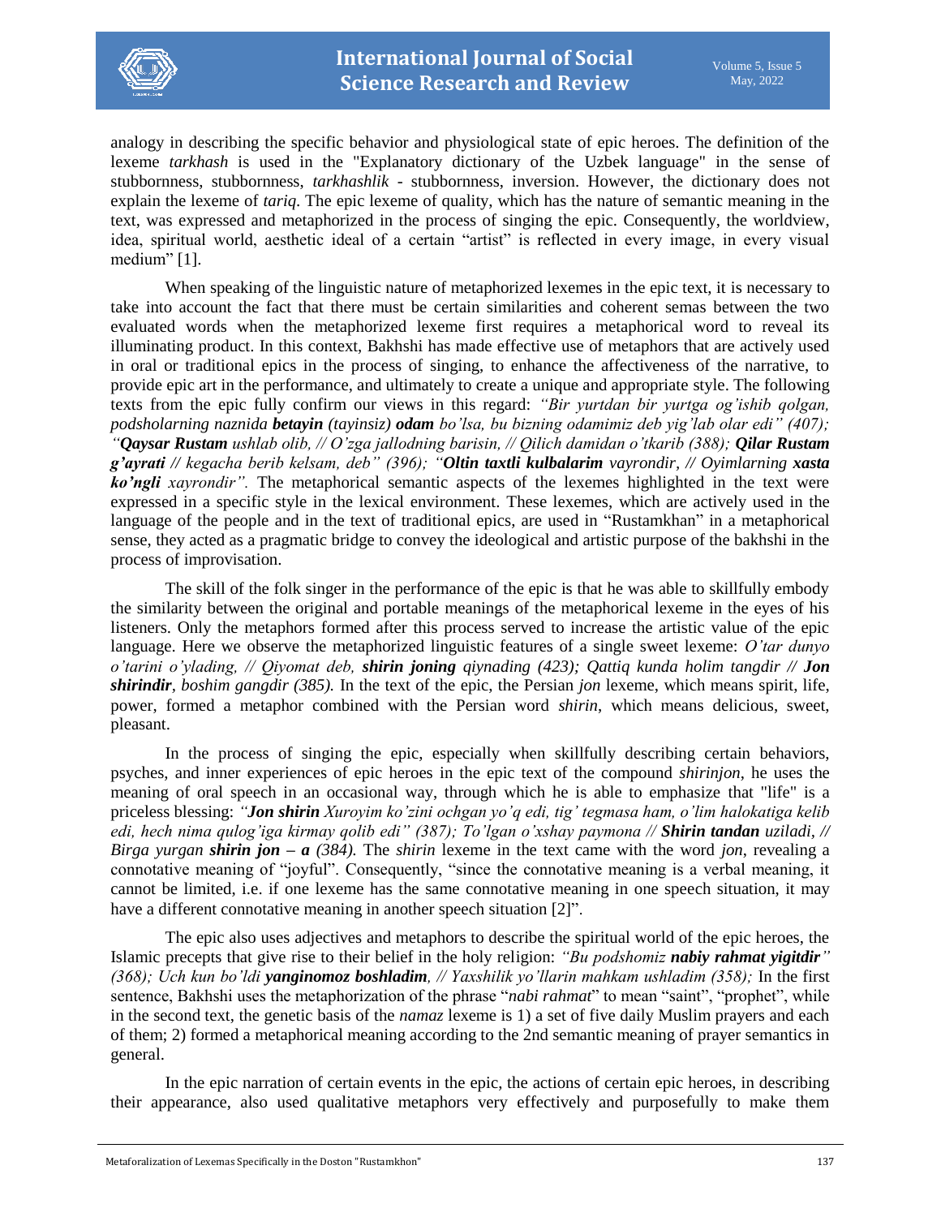analogy in describing the specific behavior and physiological state of epic heroes. The definition of the lexeme *tarkhash* is used in the "Explanatory dictionary of the Uzbek language" in the sense of stubbornness, stubbornness, *tarkhashlik* - stubbornness, inversion. However, the dictionary does not explain the lexeme of *tariq*. The epic lexeme of quality, which has the nature of semantic meaning in the text, was expressed and metaphorized in the process of singing the epic. Consequently, the worldview, idea, spiritual world, aesthetic ideal of a certain "artist" is reflected in every image, in every visual medium" [1].

When speaking of the linguistic nature of metaphorized lexemes in the epic text, it is necessary to take into account the fact that there must be certain similarities and coherent semas between the two evaluated words when the metaphorized lexeme first requires a metaphorical word to reveal its illuminating product. In this context, Bakhshi has made effective use of metaphors that are actively used in oral or traditional epics in the process of singing, to enhance the affectiveness of the narrative, to provide epic art in the performance, and ultimately to create a unique and appropriate style. The following texts from the epic fully confirm our views in this regard: *"Bir yurtdan bir yurtga og'ishib qolgan, podsholarning naznida **betayin** (tayinsiz) **odam** bo'lsa, bu bizning odamimiz deb yig'lab olar edi" (407); "**Qaysar Rustam** ushlab olib, // O'zga jallodning barisin, // Qilich damidan o'tkarib (388); **Qilar Rustam g'ayrati** // kegacha berib kelsam, deb" (396); "**Oltin taxtli kulbalarim** vayrondir, // Oyimlarning **xasta ko'ngli** xayrondir".* The metaphorical semantic aspects of the lexemes highlighted in the text were expressed in a specific style in the lexical environment. These lexemes, which are actively used in the language of the people and in the text of traditional epics, are used in "Rustamkhan" in a metaphorical sense, they acted as a pragmatic bridge to convey the ideological and artistic purpose of the bakhshi in the process of improvisation.

The skill of the folk singer in the performance of the epic is that he was able to skillfully embody the similarity between the original and portable meanings of the metaphorical lexeme in the eyes of his listeners. Only the metaphors formed after this process served to increase the artistic value of the epic language. Here we observe the metaphorized linguistic features of a single sweet lexeme: *O'tar dunyo o'tarini o'ylading, // Qiyomat deb, **shirin joning** qiynading (423); Qattiq kunda holim tangdir // **Jon shirindir**, boshim gangdir (385).* In the text of the epic, the Persian *jon* lexeme, which means spirit, life, power, formed a metaphor combined with the Persian word *shirin*, which means delicious, sweet, pleasant.

In the process of singing the epic, especially when skillfully describing certain behaviors, psyches, and inner experiences of epic heroes in the epic text of the compound *shirinjon*, he uses the meaning of oral speech in an occasional way, through which he is able to emphasize that "life" is a priceless blessing: *"**Jon shirin** Xuroyim ko'zini ochgan yo'q edi, tig' tegmasa ham, o'lim halokatiga kelib edi, hech nima qulog'iga kirmay qolib edi" (387); To'lgan o'xshay paymona // **Shirin tandan** uziladi, // Birga yurgan **shirin jon – a** (384).* The *shirin* lexeme in the text came with the word *jon*, revealing a connotative meaning of "joyful". Consequently, "since the connotative meaning is a verbal meaning, it cannot be limited, i.e. if one lexeme has the same connotative meaning in one speech situation, it may have a different connotative meaning in another speech situation [2]".

The epic also uses adjectives and metaphors to describe the spiritual world of the epic heroes, the Islamic precepts that give rise to their belief in the holy religion: *"Bu podshomiz **nabiy rahmat yigitdir**" (368); Uch kun bo'ldi **yanginomoz boshladim**, // Yaxshilik yo'llarin mahkam ushladim (358);* In the first sentence, Bakhshi uses the metaphorization of the phrase "*nabi rahmat*" to mean "saint", "prophet", while in the second text, the genetic basis of the *namaz* lexeme is 1) a set of five daily Muslim prayers and each of them; 2) formed a metaphorical meaning according to the 2nd semantic meaning of prayer semantics in general.

In the epic narration of certain events in the epic, the actions of certain epic heroes, in describing their appearance, also used qualitative metaphors very effectively and purposefully to make them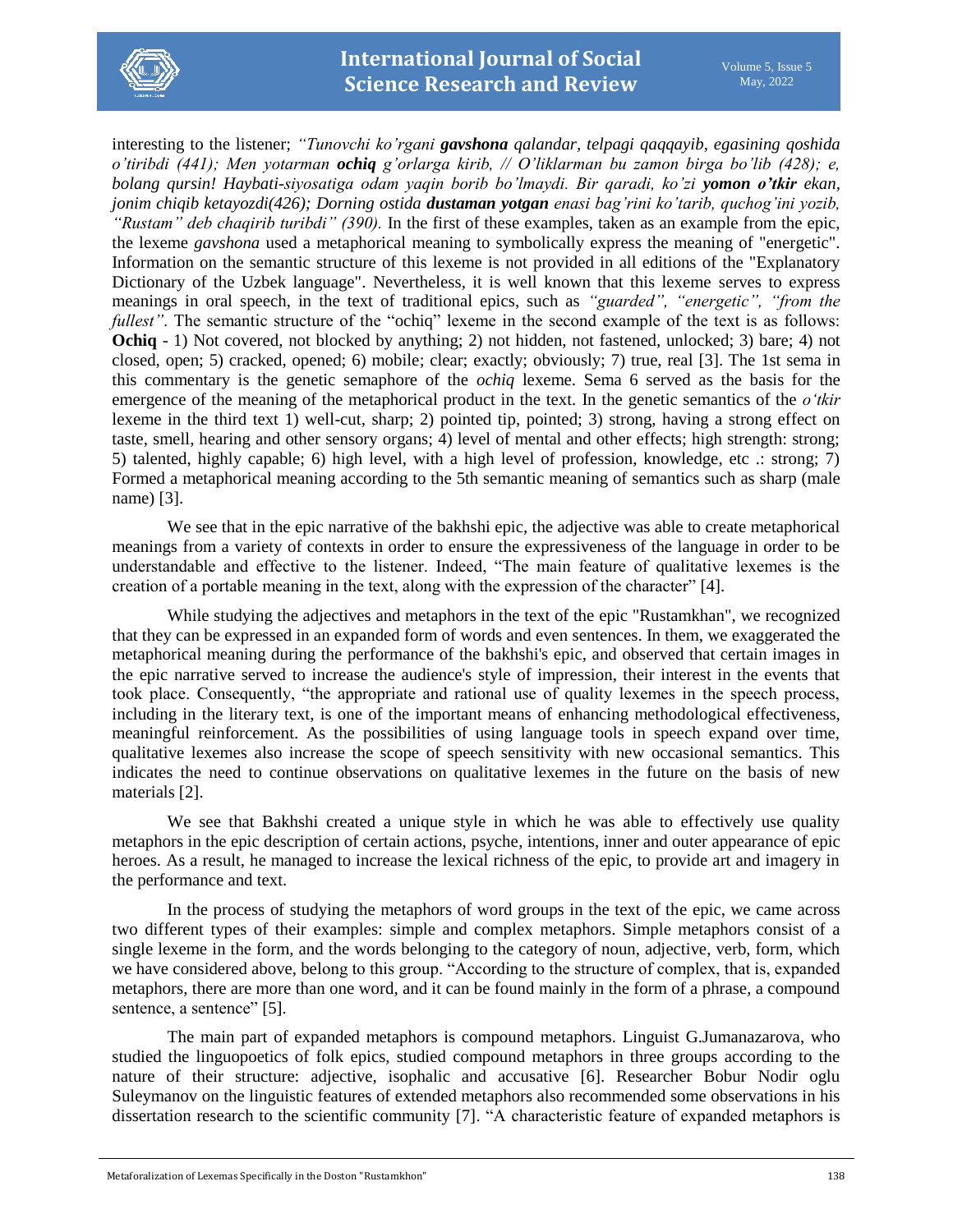interesting to the listener; *"Tunovchi ko'rgani **gavshona** qalandar, telpagi qaqqayib, egasining qoshida o'tiribdi (441); Men yotarman **ochiq** g'orlarga kirib, // O'liklarman bu zamon birga bo'lib (428); e, bolang qursin! Haybati-siyosatiga odam yaqin borib bo'lmaydi. Bir qaradi, ko'zi **yomon o'tkir** ekan, jonim chiqib ketayozdi(426); Dorning ostida **dustaman yotgan** enasi bag'rini ko'tarib, quchog'ini yozib, "Rustam" deb chaqirib turibdi" (390).* In the first of these examples, taken as an example from the epic, the lexeme *gavshona* used a metaphorical meaning to symbolically express the meaning of "energetic". Information on the semantic structure of this lexeme is not provided in all editions of the "Explanatory Dictionary of the Uzbek language". Nevertheless, it is well known that this lexeme serves to express meanings in oral speech, in the text of traditional epics, such as *"guarded", "energetic", "from the fullest"*. The semantic structure of the "ochiq" lexeme in the second example of the text is as follows: **Ochiq** - 1) Not covered, not blocked by anything; 2) not hidden, not fastened, unlocked; 3) bare; 4) not closed, open; 5) cracked, opened; 6) mobile; clear; exactly; obviously; 7) true, real [3]. The 1st sema in this commentary is the genetic semaphore of the *ochiq* lexeme. Sema 6 served as the basis for the emergence of the meaning of the metaphorical product in the text. In the genetic semantics of the *o'tkir* lexeme in the third text 1) well-cut, sharp; 2) pointed tip, pointed; 3) strong, having a strong effect on taste, smell, hearing and other sensory organs; 4) level of mental and other effects; high strength: strong; 5) talented, highly capable; 6) high level, with a high level of profession, knowledge, etc .: strong; 7) Formed a metaphorical meaning according to the 5th semantic meaning of semantics such as sharp (male name) [3].

We see that in the epic narrative of the bakhshi epic, the adjective was able to create metaphorical meanings from a variety of contexts in order to ensure the expressiveness of the language in order to be understandable and effective to the listener. Indeed, "The main feature of qualitative lexemes is the creation of a portable meaning in the text, along with the expression of the character" [4].

While studying the adjectives and metaphors in the text of the epic "Rustamkhan", we recognized that they can be expressed in an expanded form of words and even sentences. In them, we exaggerated the metaphorical meaning during the performance of the bakhshi's epic, and observed that certain images in the epic narrative served to increase the audience's style of impression, their interest in the events that took place. Consequently, "the appropriate and rational use of quality lexemes in the speech process, including in the literary text, is one of the important means of enhancing methodological effectiveness, meaningful reinforcement. As the possibilities of using language tools in speech expand over time, qualitative lexemes also increase the scope of speech sensitivity with new occasional semantics. This indicates the need to continue observations on qualitative lexemes in the future on the basis of new materials [2].

We see that Bakhshi created a unique style in which he was able to effectively use quality metaphors in the epic description of certain actions, psyche, intentions, inner and outer appearance of epic heroes. As a result, he managed to increase the lexical richness of the epic, to provide art and imagery in the performance and text.

In the process of studying the metaphors of word groups in the text of the epic, we came across two different types of their examples: simple and complex metaphors. Simple metaphors consist of a single lexeme in the form, and the words belonging to the category of noun, adjective, verb, form, which we have considered above, belong to this group. "According to the structure of complex, that is, expanded metaphors, there are more than one word, and it can be found mainly in the form of a phrase, a compound sentence, a sentence" [5].

The main part of expanded metaphors is compound metaphors. Linguist G.Jumanazarova, who studied the linguopoetics of folk epics, studied compound metaphors in three groups according to the nature of their structure: adjective, isophalic and accusative [6]. Researcher Bobur Nodir oglu Suleymanov on the linguistic features of extended metaphors also recommended some observations in his dissertation research to the scientific community [7]. "A characteristic feature of expanded metaphors is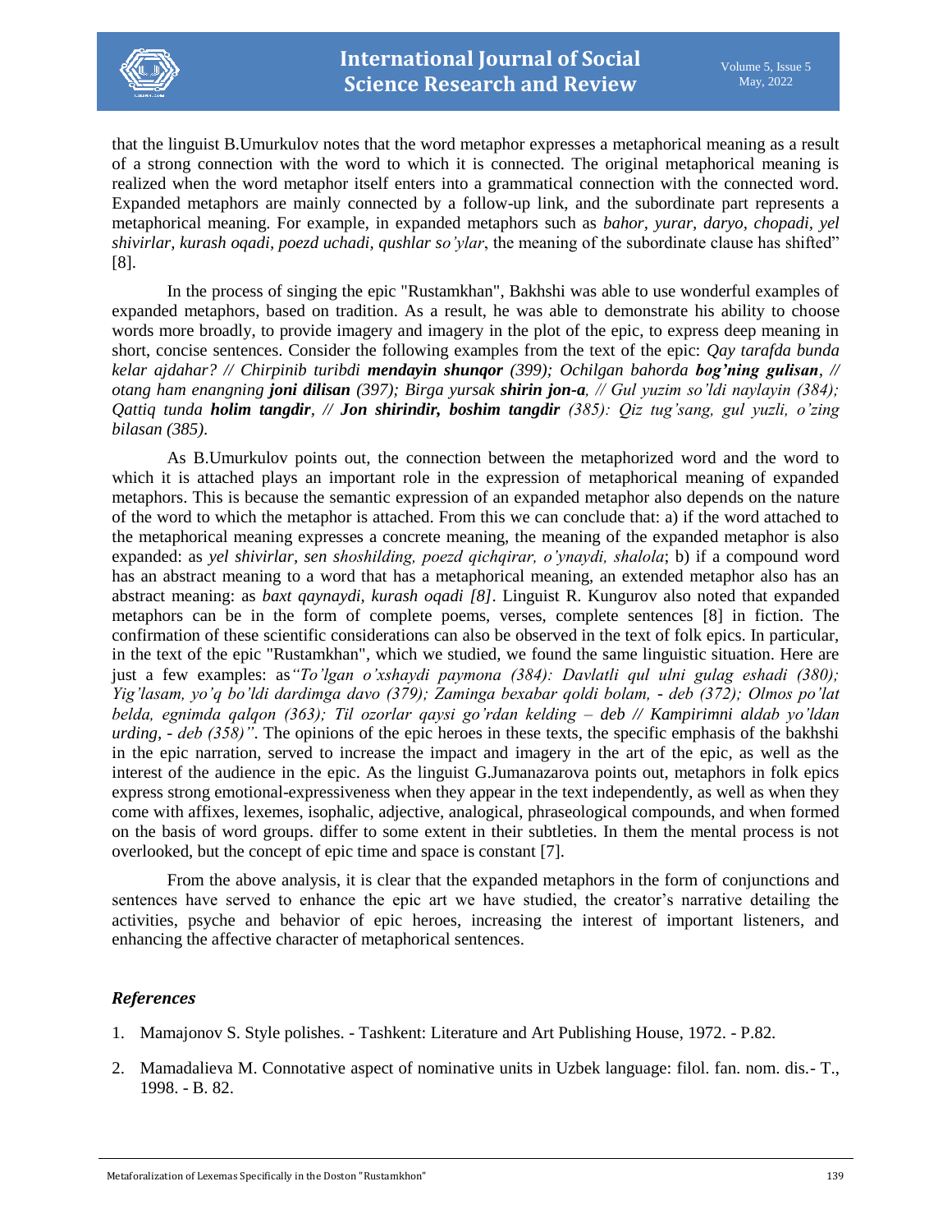that the linguist B.Umurkulov notes that the word metaphor expresses a metaphorical meaning as a result of a strong connection with the word to which it is connected. The original metaphorical meaning is realized when the word metaphor itself enters into a grammatical connection with the connected word. Expanded metaphors are mainly connected by a follow-up link, and the subordinate part represents a metaphorical meaning. For example, in expanded metaphors such as *bahor, yurar, daryo, chopadi, yel shivirlar, kurash oqadi, poezd uchadi, qushlar so'ylar*, the meaning of the subordinate clause has shifted" [8].

In the process of singing the epic "Rustamkhan", Bakhshi was able to use wonderful examples of expanded metaphors, based on tradition. As a result, he was able to demonstrate his ability to choose words more broadly, to provide imagery and imagery in the plot of the epic, to express deep meaning in short, concise sentences. Consider the following examples from the text of the epic: *Qay tarafda bunda kelar ajdahar? // Chirpinib turibdi* ***mendayin shunqor*** *(399); Ochilgan bahorda* ***bog'ning gulisan***, *// otang ham enangning* ***joni dilisan*** *(397); Birga yursak* ***shirin jon-a***, *// Gul yuzim so'ldi naylayin (384); Qattiq tunda* ***holim tangdir***, *//* ***Jon shirindir, boshim tangdir*** *(385): Qiz tug'sang, gul yuzli, o'zing bilasan (385)*.

As B.Umurkulov points out, the connection between the metaphorized word and the word to which it is attached plays an important role in the expression of metaphorical meaning of expanded metaphors. This is because the semantic expression of an expanded metaphor also depends on the nature of the word to which the metaphor is attached. From this we can conclude that: a) if the word attached to the metaphorical meaning expresses a concrete meaning, the meaning of the expanded metaphor is also expanded: as *yel shivirlar, sen shoshilding, poezd qichqirar, o'ynaydi, shalola*; b) if a compound word has an abstract meaning to a word that has a metaphorical meaning, an extended metaphor also has an abstract meaning: as *baxt qaynaydi, kurash oqadi [8]*. Linguist R. Kungurov also noted that expanded metaphors can be in the form of complete poems, verses, complete sentences [8] in fiction. The confirmation of these scientific considerations can also be observed in the text of folk epics. In particular, in the text of the epic "Rustamkhan", which we studied, we found the same linguistic situation. Here are just a few examples: as*"To'lgan o'xshaydi paymona (384): Davlatli qul ulni gulag eshadi (380); Yig'lasam, yo'q bo'ldi dardimga davo (379); Zaminga bexabar qoldi bolam, - deb (372); Olmos po'lat belda, egnimda qalqon (363); Til ozorlar qaysi go'rdan kelding – deb // Kampirimni aldab yo'ldan urding, - deb (358)"*. The opinions of the epic heroes in these texts, the specific emphasis of the bakhshi in the epic narration, served to increase the impact and imagery in the art of the epic, as well as the interest of the audience in the epic. As the linguist G.Jumanazarova points out, metaphors in folk epics express strong emotional-expressiveness when they appear in the text independently, as well as when they come with affixes, lexemes, isophalic, adjective, analogical, phraseological compounds, and when formed on the basis of word groups. differ to some extent in their subtleties. In them the mental process is not overlooked, but the concept of epic time and space is constant [7].

From the above analysis, it is clear that the expanded metaphors in the form of conjunctions and sentences have served to enhance the epic art we have studied, the creator's narrative detailing the activities, psyche and behavior of epic heroes, increasing the interest of important listeners, and enhancing the affective character of metaphorical sentences.

## *References*

1. Mamajonov S. Style polishes. - Tashkent: Literature and Art Publishing House, 1972. - P.82.
2. Mamadalieva M. Connotative aspect of nominative units in Uzbek language: filol. fan. nom. dis.- T., 1998. - B. 82.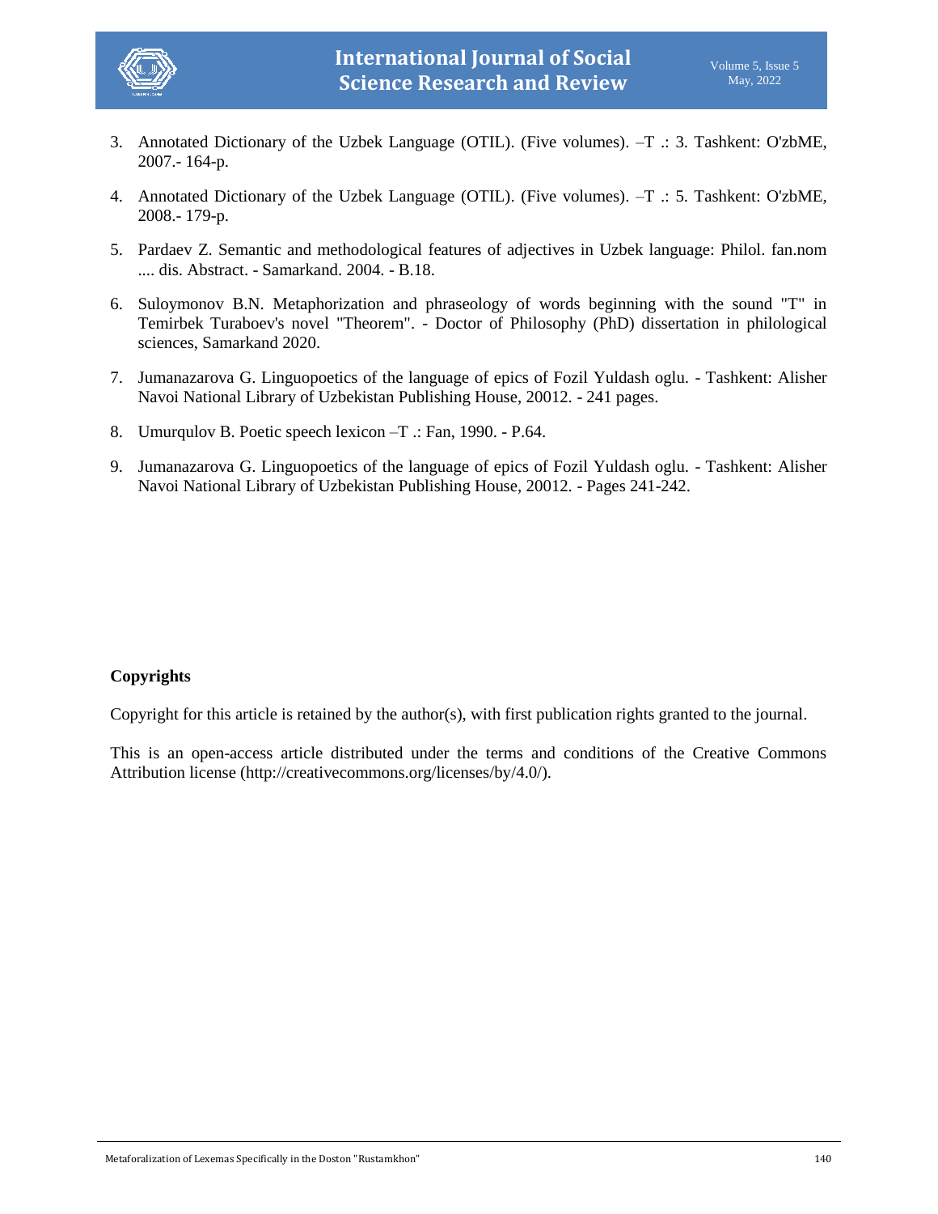3. Annotated Dictionary of the Uzbek Language (OTIL). (Five volumes). –T .: 3. Tashkent: O'zbME, 2007.- 164-p.
4. Annotated Dictionary of the Uzbek Language (OTIL). (Five volumes). –T .: 5. Tashkent: O'zbME, 2008.- 179-p.
5. Pardaev Z. Semantic and methodological features of adjectives in Uzbek language: Philol. fan.nom .... dis. Abstract. - Samarkand. 2004. - B.18.
6. Suloymonov B.N. Metaphorization and phraseology of words beginning with the sound "T" in Temirbek Turaboev's novel "Theorem". - Doctor of Philosophy (PhD) dissertation in philological sciences, Samarkand 2020.
7. Jumanazarova G. Linguopoetics of the language of epics of Fozil Yuldash oglu. - Tashkent: Alisher Navoi National Library of Uzbekistan Publishing House, 20012. - 241 pages.
8. Umurqulov B. Poetic speech lexicon –T .: Fan, 1990. - P.64.
9. Jumanazarova G. Linguopoetics of the language of epics of Fozil Yuldash oglu. - Tashkent: Alisher Navoi National Library of Uzbekistan Publishing House, 20012. - Pages 241-242.

**Copyrights**

Copyright for this article is retained by the author(s), with first publication rights granted to the journal.

This is an open-access article distributed under the terms and conditions of the Creative Commons Attribution license (http://creativecommons.org/licenses/by/4.0/).